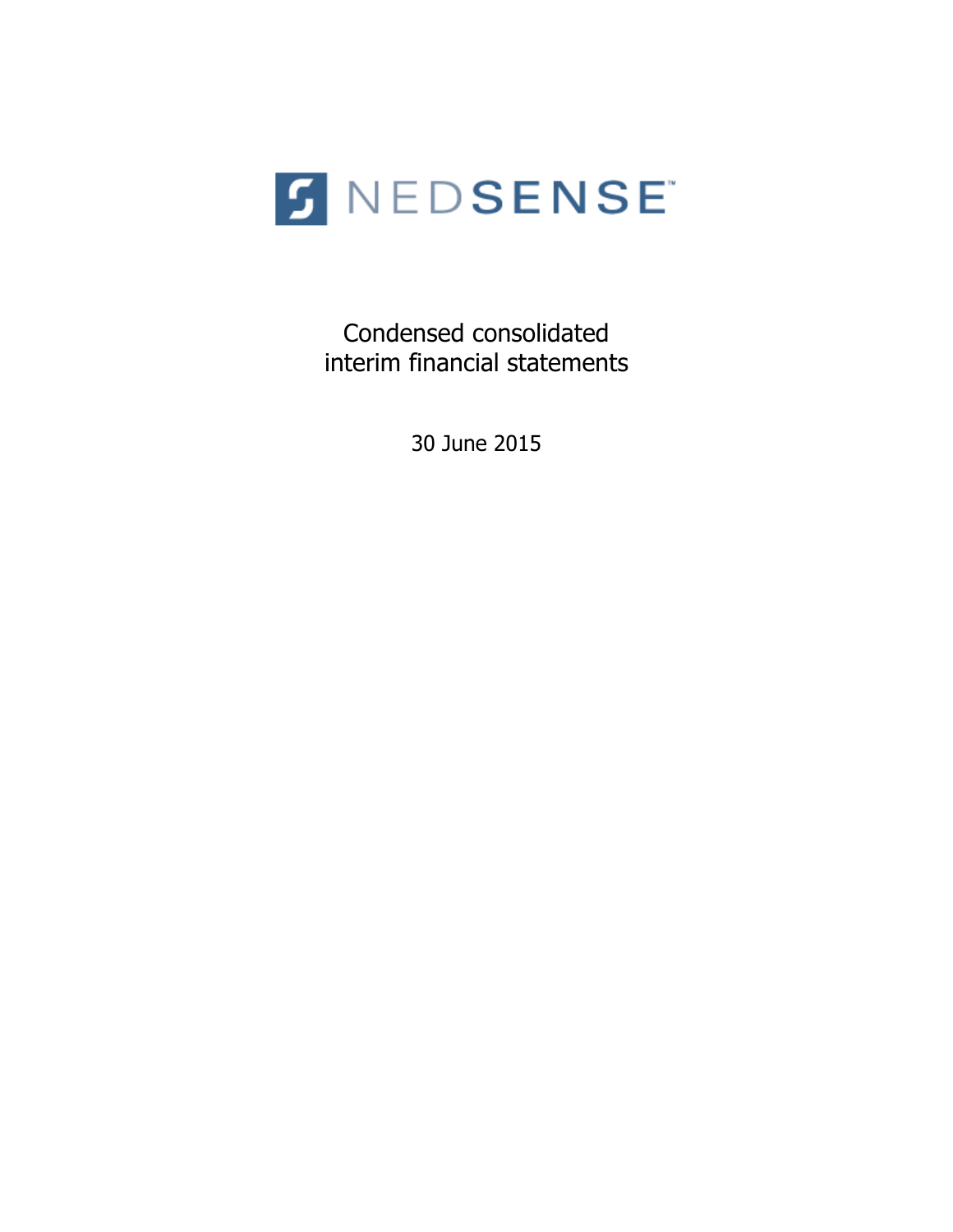NEDSENSE™

# Condensed consolidated interim financial statements

30 June 2015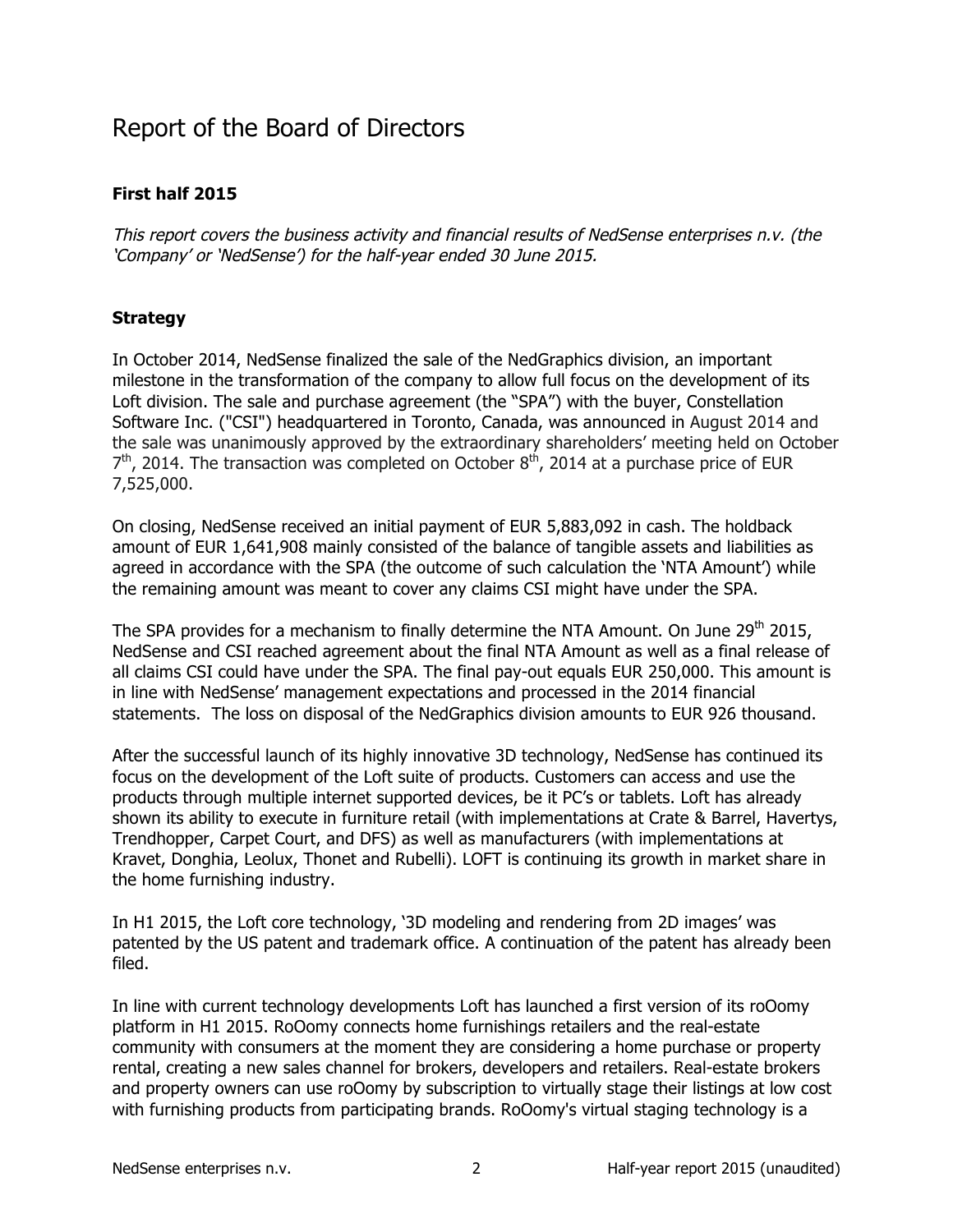# Report of the Board of Directors

## First half 2015

*This report covers the business activity and financial results of NedSense enterprises n.v. (the 'Company' or 'NedSense') for the half-year ended 30 June 2015.*

## Strategy

In October 2014, NedSense finalized the sale of the NedGraphics division, an important milestone in the transformation of the company to allow full focus on the development of its Loft division. The sale and purchase agreement (the "SPA") with the buyer, Constellation Software Inc. ("CSI") headquartered in Toronto, Canada, was announced in August 2014 and the sale was unanimously approved by the extraordinary shareholders' meeting held on October 7th, 2014. The transaction was completed on October 8th, 2014 at a purchase price of EUR 7,525,000.

On closing, NedSense received an initial payment of EUR 5,883,092 in cash. The holdback amount of EUR 1,641,908 mainly consisted of the balance of tangible assets and liabilities as agreed in accordance with the SPA (the outcome of such calculation the 'NTA Amount') while the remaining amount was meant to cover any claims CSI might have under the SPA.

The SPA provides for a mechanism to finally determine the NTA Amount. On June 29th 2015, NedSense and CSI reached agreement about the final NTA Amount as well as a final release of all claims CSI could have under the SPA. The final pay-out equals EUR 250,000. This amount is in line with NedSense' management expectations and processed in the 2014 financial statements. The loss on disposal of the NedGraphics division amounts to EUR 926 thousand.

After the successful launch of its highly innovative 3D technology, NedSense has continued its focus on the development of the Loft suite of products. Customers can access and use the products through multiple internet supported devices, be it PC's or tablets. Loft has already shown its ability to execute in furniture retail (with implementations at Crate & Barrel, Havertys, Trendhopper, Carpet Court, and DFS) as well as manufacturers (with implementations at Kravet, Donghia, Leolux, Thonet and Rubelli). LOFT is continuing its growth in market share in the home furnishing industry.

In H1 2015, the Loft core technology, '3D modeling and rendering from 2D images' was patented by the US patent and trademark office. A continuation of the patent has already been filed.

In line with current technology developments Loft has launched a first version of its roOomy platform in H1 2015. RoOomy connects home furnishings retailers and the real-estate community with consumers at the moment they are considering a home purchase or property rental, creating a new sales channel for brokers, developers and retailers. Real-estate brokers and property owners can use roOomy by subscription to virtually stage their listings at low cost with furnishing products from participating brands. RoOomy's virtual staging technology is a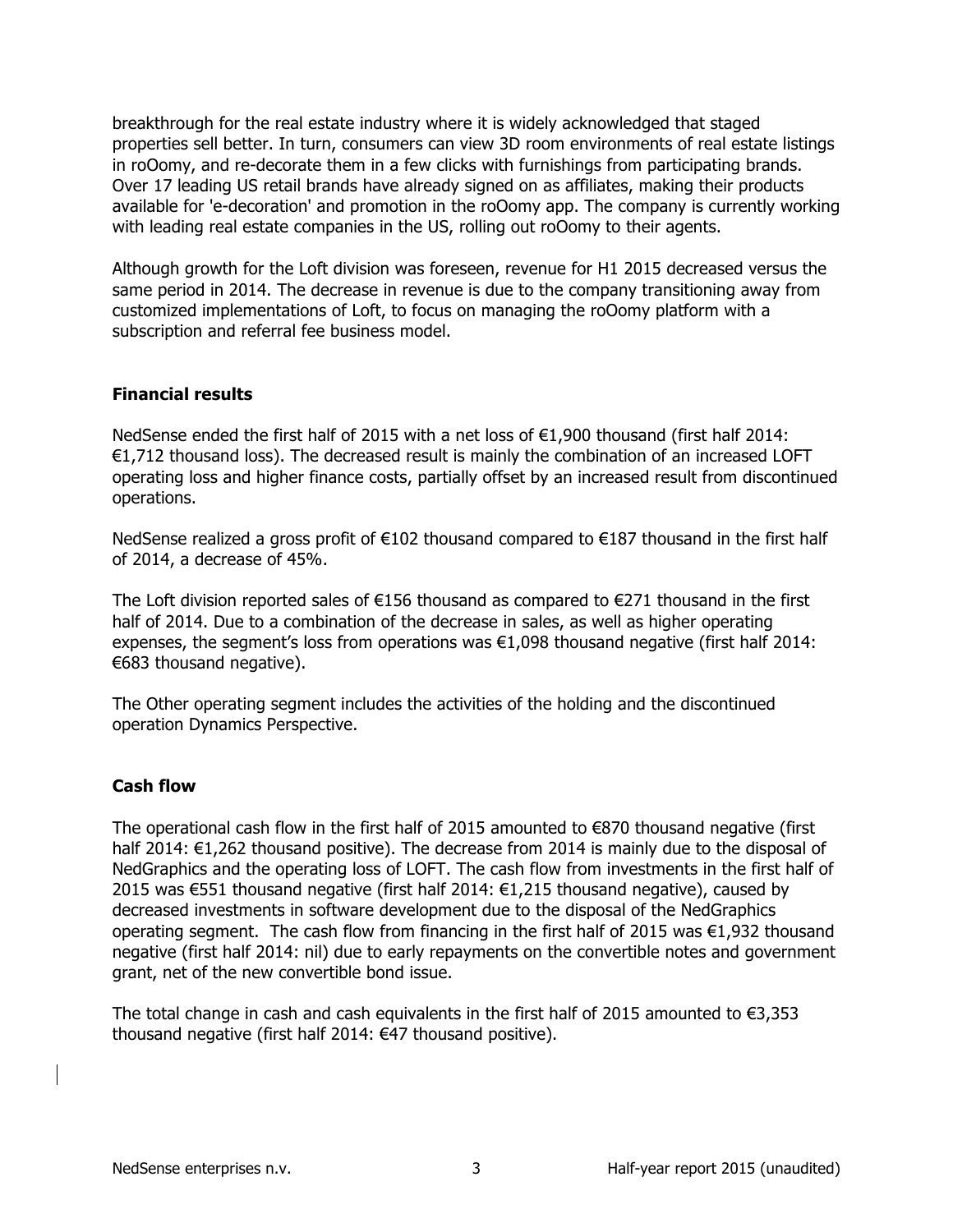breakthrough for the real estate industry where it is widely acknowledged that staged properties sell better. In turn, consumers can view 3D room environments of real estate listings in roOomy, and re-decorate them in a few clicks with furnishings from participating brands. Over 17 leading US retail brands have already signed on as affiliates, making their products available for 'e-decoration' and promotion in the roOomy app. The company is currently working with leading real estate companies in the US, rolling out roOomy to their agents.

Although growth for the Loft division was foreseen, revenue for H1 2015 decreased versus the same period in 2014. The decrease in revenue is due to the company transitioning away from customized implementations of Loft, to focus on managing the roOomy platform with a subscription and referral fee business model.

### Financial results

NedSense ended the first half of 2015 with a net loss of €1,900 thousand (first half 2014: €1,712 thousand loss). The decreased result is mainly the combination of an increased LOFT operating loss and higher finance costs, partially offset by an increased result from discontinued operations.

NedSense realized a gross profit of €102 thousand compared to €187 thousand in the first half of 2014, a decrease of 45%.

The Loft division reported sales of €156 thousand as compared to €271 thousand in the first half of 2014. Due to a combination of the decrease in sales, as well as higher operating expenses, the segment's loss from operations was €1,098 thousand negative (first half 2014: €683 thousand negative).

The Other operating segment includes the activities of the holding and the discontinued operation Dynamics Perspective.

### Cash flow

The operational cash flow in the first half of 2015 amounted to €870 thousand negative (first half 2014: €1,262 thousand positive). The decrease from 2014 is mainly due to the disposal of NedGraphics and the operating loss of LOFT. The cash flow from investments in the first half of 2015 was €551 thousand negative (first half 2014: €1,215 thousand negative), caused by decreased investments in software development due to the disposal of the NedGraphics operating segment. The cash flow from financing in the first half of 2015 was €1,932 thousand negative (first half 2014: nil) due to early repayments on the convertible notes and government grant, net of the new convertible bond issue.

The total change in cash and cash equivalents in the first half of 2015 amounted to €3,353 thousand negative (first half 2014: €47 thousand positive).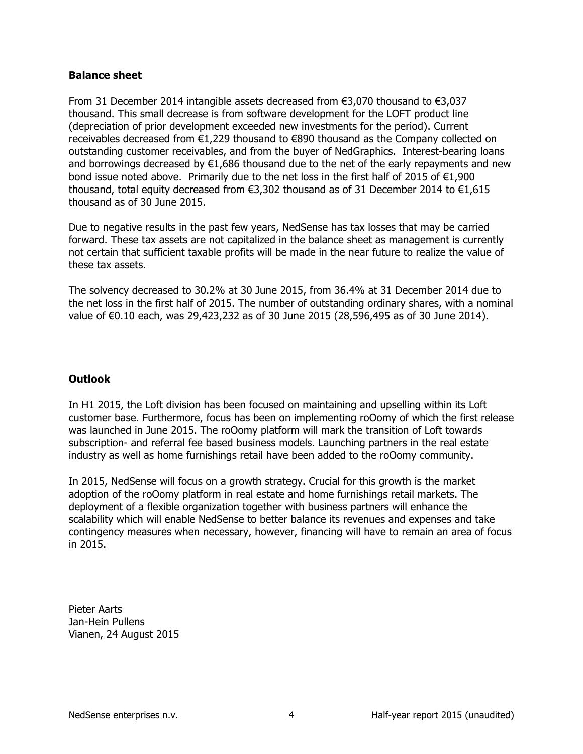## Balance sheet

From 31 December 2014 intangible assets decreased from €3,070 thousand to €3,037 thousand. This small decrease is from software development for the LOFT product line (depreciation of prior development exceeded new investments for the period). Current receivables decreased from €1,229 thousand to €890 thousand as the Company collected on outstanding customer receivables, and from the buyer of NedGraphics. Interest-bearing loans and borrowings decreased by €1,686 thousand due to the net of the early repayments and new bond issue noted above. Primarily due to the net loss in the first half of 2015 of €1,900 thousand, total equity decreased from €3,302 thousand as of 31 December 2014 to €1,615 thousand as of 30 June 2015.

Due to negative results in the past few years, NedSense has tax losses that may be carried forward. These tax assets are not capitalized in the balance sheet as management is currently not certain that sufficient taxable profits will be made in the near future to realize the value of these tax assets.

The solvency decreased to 30.2% at 30 June 2015, from 36.4% at 31 December 2014 due to the net loss in the first half of 2015. The number of outstanding ordinary shares, with a nominal value of €0.10 each, was 29,423,232 as of 30 June 2015 (28,596,495 as of 30 June 2014).

## Outlook

In H1 2015, the Loft division has been focused on maintaining and upselling within its Loft customer base. Furthermore, focus has been on implementing roOomy of which the first release was launched in June 2015. The roOomy platform will mark the transition of Loft towards subscription- and referral fee based business models. Launching partners in the real estate industry as well as home furnishings retail have been added to the roOomy community.

In 2015, NedSense will focus on a growth strategy. Crucial for this growth is the market adoption of the roOomy platform in real estate and home furnishings retail markets. The deployment of a flexible organization together with business partners will enhance the scalability which will enable NedSense to better balance its revenues and expenses and take contingency measures when necessary, however, financing will have to remain an area of focus in 2015.

Pieter Aarts
Jan-Hein Pullens
Vianen, 24 August 2015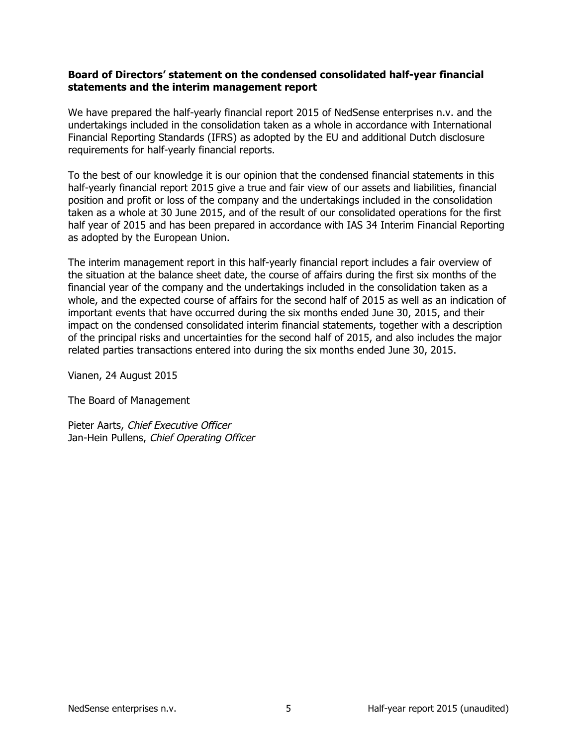## Board of Directors' statement on the condensed consolidated half-year financial statements and the interim management report

We have prepared the half-yearly financial report 2015 of NedSense enterprises n.v. and the undertakings included in the consolidation taken as a whole in accordance with International Financial Reporting Standards (IFRS) as adopted by the EU and additional Dutch disclosure requirements for half-yearly financial reports.

To the best of our knowledge it is our opinion that the condensed financial statements in this half-yearly financial report 2015 give a true and fair view of our assets and liabilities, financial position and profit or loss of the company and the undertakings included in the consolidation taken as a whole at 30 June 2015, and of the result of our consolidated operations for the first half year of 2015 and has been prepared in accordance with IAS 34 Interim Financial Reporting as adopted by the European Union.

The interim management report in this half-yearly financial report includes a fair overview of the situation at the balance sheet date, the course of affairs during the first six months of the financial year of the company and the undertakings included in the consolidation taken as a whole, and the expected course of affairs for the second half of 2015 as well as an indication of important events that have occurred during the six months ended June 30, 2015, and their impact on the condensed consolidated interim financial statements, together with a description of the principal risks and uncertainties for the second half of 2015, and also includes the major related parties transactions entered into during the six months ended June 30, 2015.

Vianen, 24 August 2015

The Board of Management

Pieter Aarts, *Chief Executive Officer*
Jan-Hein Pullens, *Chief Operating Officer*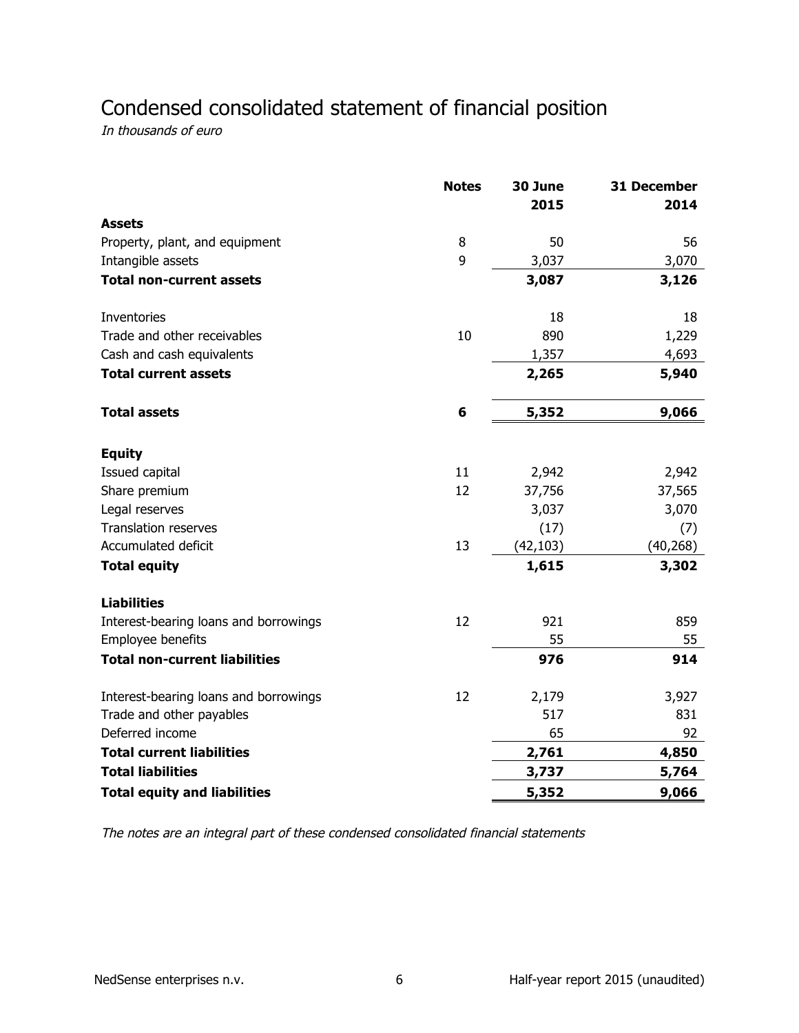# Condensed consolidated statement of financial position

*In thousands of euro*

| | Notes | 30 June 2015 | 31 December 2014 |
|---|---|---|---|
| **Assets** | | | |
| Property, plant, and equipment | 8 | 50 | 56 |
| Intangible assets | 9 | 3,037 | 3,070 |
| **Total non-current assets** | | **3,087** | **3,126** |
| | | | |
| Inventories | | 18 | 18 |
| Trade and other receivables | 10 | 890 | 1,229 |
| Cash and cash equivalents | | 1,357 | 4,693 |
| **Total current assets** | | **2,265** | **5,940** |
| | | | |
| **Total assets** | **6** | **5,352** | **9,066** |
| | | | |
| **Equity** | | | |
| Issued capital | 11 | 2,942 | 2,942 |
| Share premium | 12 | 37,756 | 37,565 |
| Legal reserves | | 3,037 | 3,070 |
| Translation reserves | | (17) | (7) |
| Accumulated deficit | 13 | (42,103) | (40,268) |
| **Total equity** | | **1,615** | **3,302** |
| | | | |
| **Liabilities** | | | |
| Interest-bearing loans and borrowings | 12 | 921 | 859 |
| Employee benefits | | 55 | 55 |
| **Total non-current liabilities** | | **976** | **914** |
| | | | |
| Interest-bearing loans and borrowings | 12 | 2,179 | 3,927 |
| Trade and other payables | | 517 | 831 |
| Deferred income | | 65 | 92 |
| **Total current liabilities** | | **2,761** | **4,850** |
| **Total liabilities** | | **3,737** | **5,764** |
| **Total equity and liabilities** | | **5,352** | **9,066** |

*The notes are an integral part of these condensed consolidated financial statements*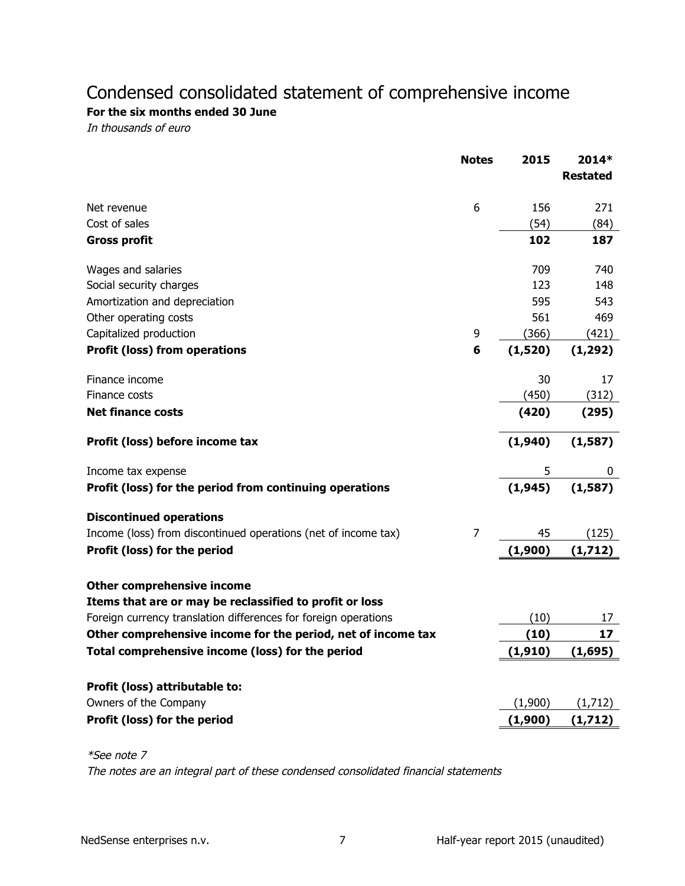# Condensed consolidated statement of comprehensive income

**For the six months ended 30 June**

*In thousands of euro*

| | Notes | 2015 | 2014* Restated |
|---|---|---|---|
| Net revenue | 6 | 156 | 271 |
| Cost of sales | | (54) | (84) |
| **Gross profit** | | **102** | **187** |
| | | | |
| Wages and salaries | | 709 | 740 |
| Social security charges | | 123 | 148 |
| Amortization and depreciation | | 595 | 543 |
| Other operating costs | | 561 | 469 |
| Capitalized production | 9 | (366) | (421) |
| **Profit (loss) from operations** | **6** | **(1,520)** | **(1,292)** |
| | | | |
| Finance income | | 30 | 17 |
| Finance costs | | (450) | (312) |
| **Net finance costs** | | **(420)** | **(295)** |
| | | | |
| **Profit (loss) before income tax** | | **(1,940)** | **(1,587)** |
| | | | |
| Income tax expense | | 5 | 0 |
| **Profit (loss) for the period from continuing operations** | | **(1,945)** | **(1,587)** |
| | | | |
| **Discontinued operations** | | | |
| Income (loss) from discontinued operations (net of income tax) | 7 | 45 | (125) |
| **Profit (loss) for the period** | | **(1,900)** | **(1,712)** |
| | | | |
| **Other comprehensive income** | | | |
| **Items that are or may be reclassified to profit or loss** | | | |
| Foreign currency translation differences for foreign operations | | (10) | 17 |
| **Other comprehensive income for the period, net of income tax** | | **(10)** | **17** |
| **Total comprehensive income (loss) for the period** | | **(1,910)** | **(1,695)** |
| | | | |
| **Profit (loss) attributable to:** | | | |
| Owners of the Company | | (1,900) | (1,712) |
| **Profit (loss) for the period** | | **(1,900)** | **(1,712)** |

*\*See note 7*

*The notes are an integral part of these condensed consolidated financial statements*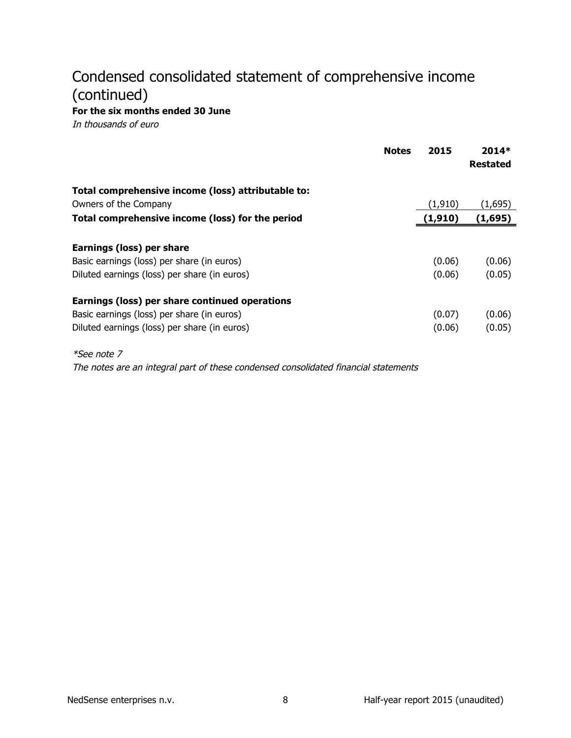# Condensed consolidated statement of comprehensive income (continued)

**For the six months ended 30 June**

*In thousands of euro*

| | Notes | 2015 | 2014* Restated |
|---|---|---|---|
| **Total comprehensive income (loss) attributable to:** | | | |
| Owners of the Company | | (1,910) | (1,695) |
| **Total comprehensive income (loss) for the period** | | **(1,910)** | **(1,695)** |
| | | | |
| **Earnings (loss) per share** | | | |
| Basic earnings (loss) per share (in euros) | | (0.06) | (0.06) |
| Diluted earnings (loss) per share (in euros) | | (0.06) | (0.05) |
| | | | |
| **Earnings (loss) per share continued operations** | | | |
| Basic earnings (loss) per share (in euros) | | (0.07) | (0.06) |
| Diluted earnings (loss) per share (in euros) | | (0.06) | (0.05) |

*\*See note 7*

*The notes are an integral part of these condensed consolidated financial statements*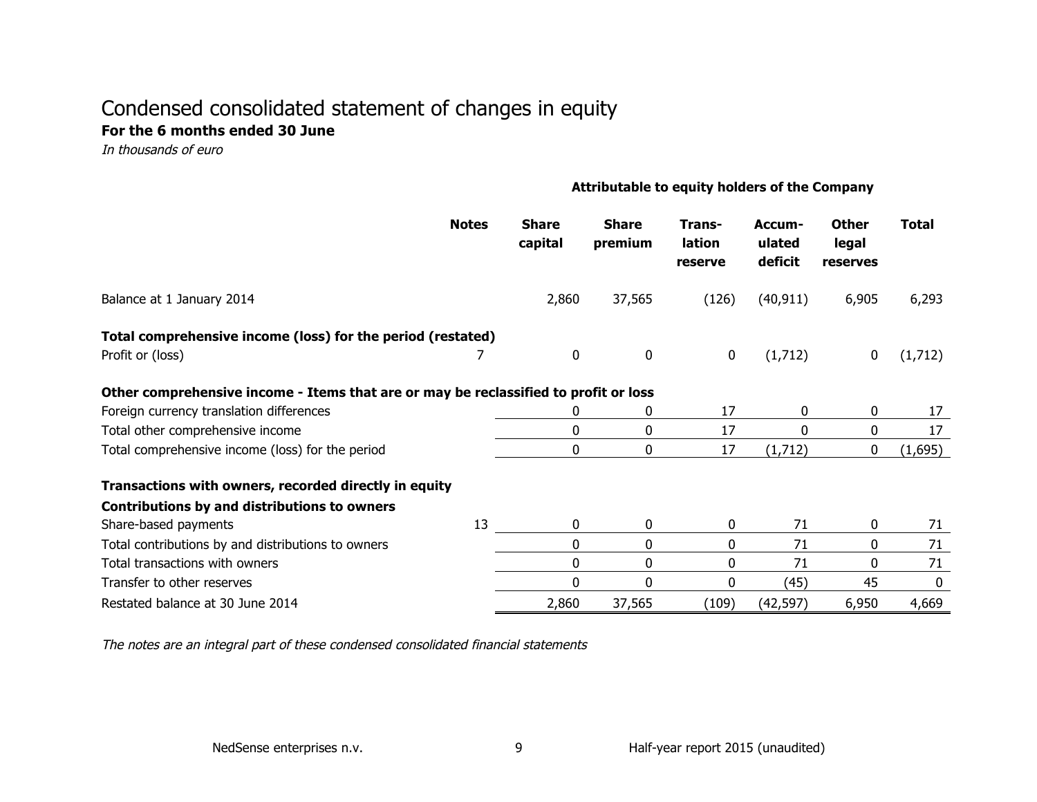# Condensed consolidated statement of changes in equity

**For the 6 months ended 30 June**

*In thousands of euro*

| | | **Attributable to equity holders of the Company** | | | | | |
|---|---|---|---|---|---|---|---|
| | **Notes** | **Share capital** | **Share premium** | **Trans-lation reserve** | **Accum-ulated deficit** | **Other legal reserves** | **Total** |
| Balance at 1 January 2014 | | 2,860 | 37,565 | (126) | (40,911) | 6,905 | 6,293 |
| **Total comprehensive income (loss) for the period (restated)** | | | | | | | |
| Profit or (loss) | 7 | 0 | 0 | 0 | (1,712) | 0 | (1,712) |
| **Other comprehensive income - Items that are or may be reclassified to profit or loss** | | | | | | | |
| Foreign currency translation differences | | 0 | 0 | 17 | 0 | 0 | 17 |
| Total other comprehensive income | | 0 | 0 | 17 | 0 | 0 | 17 |
| Total comprehensive income (loss) for the period | | 0 | 0 | 17 | (1,712) | 0 | (1,695) |
| **Transactions with owners, recorded directly in equity** | | | | | | | |
| **Contributions by and distributions to owners** | | | | | | | |
| Share-based payments | 13 | 0 | 0 | 0 | 71 | 0 | 71 |
| Total contributions by and distributions to owners | | 0 | 0 | 0 | 71 | 0 | 71 |
| Total transactions with owners | | 0 | 0 | 0 | 71 | 0 | 71 |
| Transfer to other reserves | | 0 | 0 | 0 | (45) | 45 | 0 |
| Restated balance at 30 June 2014 | | 2,860 | 37,565 | (109) | (42,597) | 6,950 | 4,669 |

*The notes are an integral part of these condensed consolidated financial statements*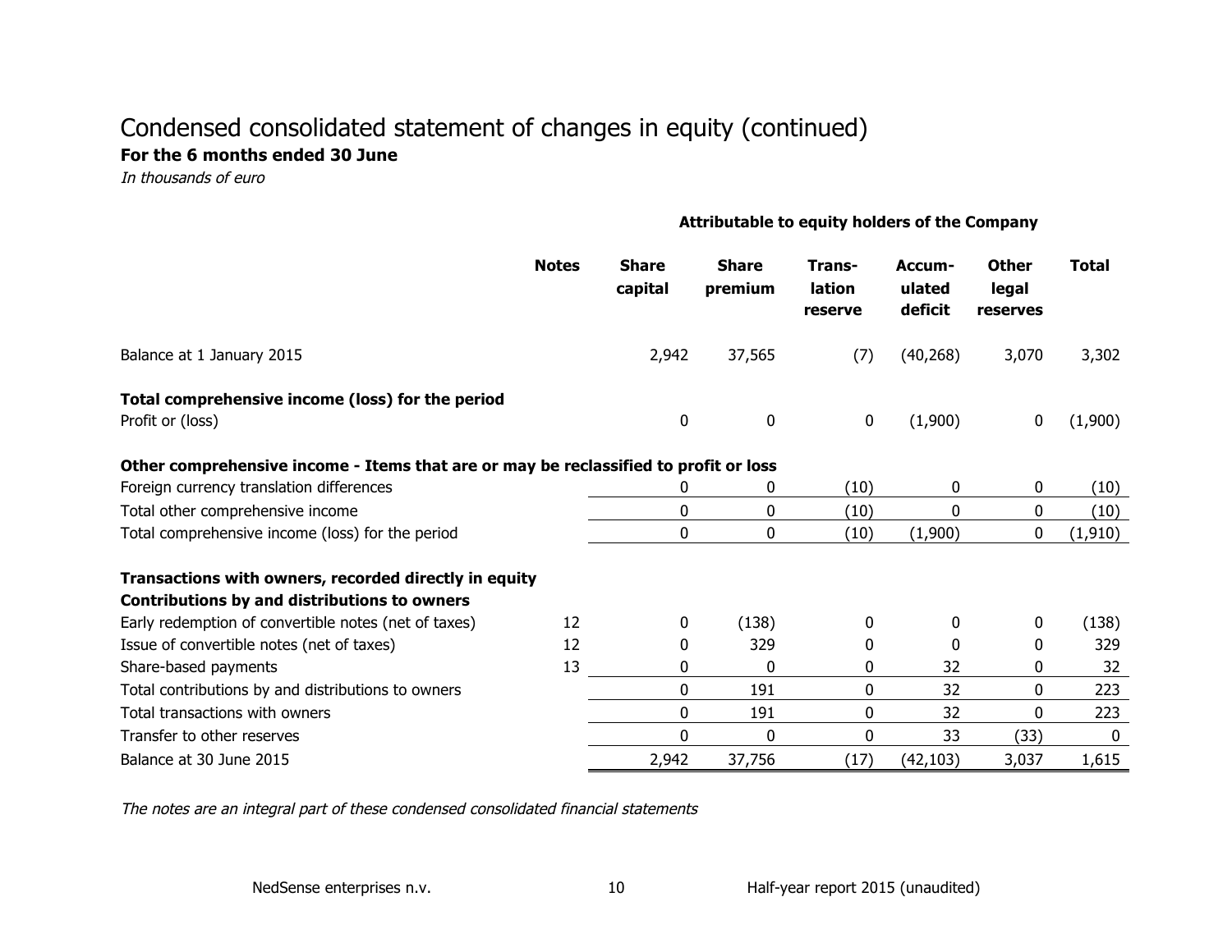# Condensed consolidated statement of changes in equity (continued)

**For the 6 months ended 30 June**

*In thousands of euro*

| | Notes | Attributable to equity holders of the Company | | | | | |
|---|---|---|---|---|---|---|---|
| | | **Share capital** | **Share premium** | **Trans-lation reserve** | **Accum-ulated deficit** | **Other legal reserves** | **Total** |
| Balance at 1 January 2015 | | 2,942 | 37,565 | (7) | (40,268) | 3,070 | 3,302 |
| **Total comprehensive income (loss) for the period** | | | | | | | |
| Profit or (loss) | | 0 | 0 | 0 | (1,900) | 0 | (1,900) |
| **Other comprehensive income - Items that are or may be reclassified to profit or loss** | | | | | | | |
| Foreign currency translation differences | | 0 | 0 | (10) | 0 | 0 | (10) |
| Total other comprehensive income | | 0 | 0 | (10) | 0 | 0 | (10) |
| Total comprehensive income (loss) for the period | | 0 | 0 | (10) | (1,900) | 0 | (1,910) |
| **Transactions with owners, recorded directly in equity** | | | | | | | |
| **Contributions by and distributions to owners** | | | | | | | |
| Early redemption of convertible notes (net of taxes) | 12 | 0 | (138) | 0 | 0 | 0 | (138) |
| Issue of convertible notes (net of taxes) | 12 | 0 | 329 | 0 | 0 | 0 | 329 |
| Share-based payments | 13 | 0 | 0 | 0 | 32 | 0 | 32 |
| Total contributions by and distributions to owners | | 0 | 191 | 0 | 32 | 0 | 223 |
| Total transactions with owners | | 0 | 191 | 0 | 32 | 0 | 223 |
| Transfer to other reserves | | 0 | 0 | 0 | 33 | (33) | 0 |
| Balance at 30 June 2015 | | 2,942 | 37,756 | (17) | (42,103) | 3,037 | 1,615 |

*The notes are an integral part of these condensed consolidated financial statements*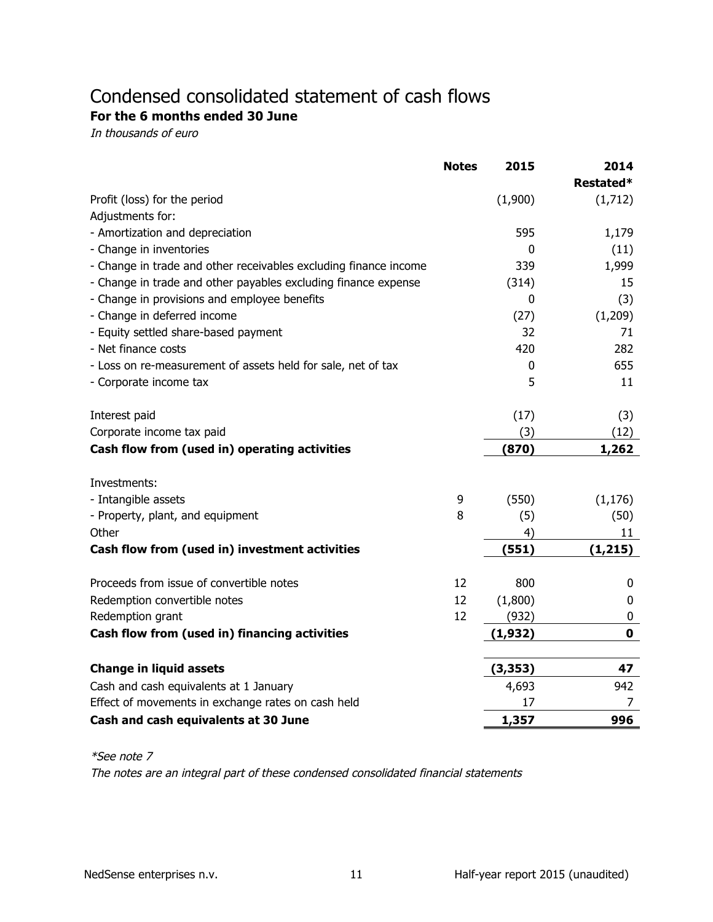# Condensed consolidated statement of cash flows

**For the 6 months ended 30 June**

*In thousands of euro*

| | Notes | 2015 | 2014 Restated* |
|---|---|---|---|
| Profit (loss) for the period | | (1,900) | (1,712) |
| Adjustments for: | | | |
| - Amortization and depreciation | | 595 | 1,179 |
| - Change in inventories | | 0 | (11) |
| - Change in trade and other receivables excluding finance income | | 339 | 1,999 |
| - Change in trade and other payables excluding finance expense | | (314) | 15 |
| - Change in provisions and employee benefits | | 0 | (3) |
| - Change in deferred income | | (27) | (1,209) |
| - Equity settled share-based payment | | 32 | 71 |
| - Net finance costs | | 420 | 282 |
| - Loss on re-measurement of assets held for sale, net of tax | | 0 | 655 |
| - Corporate income tax | | 5 | 11 |
| | | | |
| Interest paid | | (17) | (3) |
| Corporate income tax paid | | (3) | (12) |
| **Cash flow from (used in) operating activities** | | **(870)** | **1,262** |
| | | | |
| Investments: | | | |
| - Intangible assets | 9 | (550) | (1,176) |
| - Property, plant, and equipment | 8 | (5) | (50) |
| Other | | 4) | 11 |
| **Cash flow from (used in) investment activities** | | **(551)** | **(1,215)** |
| | | | |
| Proceeds from issue of convertible notes | 12 | 800 | 0 |
| Redemption convertible notes | 12 | (1,800) | 0 |
| Redemption grant | 12 | (932) | 0 |
| **Cash flow from (used in) financing activities** | | **(1,932)** | **0** |
| | | | |
| **Change in liquid assets** | | **(3,353)** | **47** |
| Cash and cash equivalents at 1 January | | 4,693 | 942 |
| Effect of movements in exchange rates on cash held | | 17 | 7 |
| **Cash and cash equivalents at 30 June** | | **1,357** | **996** |

*\*See note 7*

*The notes are an integral part of these condensed consolidated financial statements*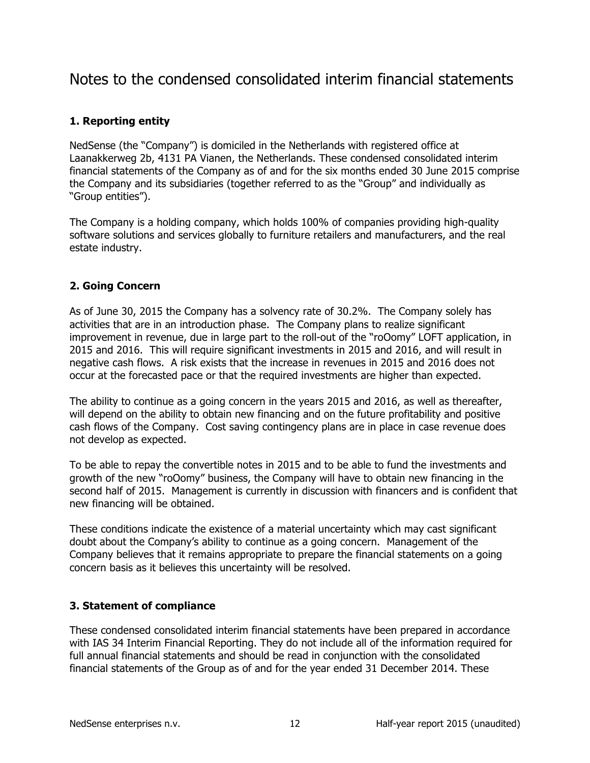# Notes to the condensed consolidated interim financial statements

### 1. Reporting entity

NedSense (the "Company") is domiciled in the Netherlands with registered office at Laanakkerweg 2b, 4131 PA Vianen, the Netherlands. These condensed consolidated interim financial statements of the Company as of and for the six months ended 30 June 2015 comprise the Company and its subsidiaries (together referred to as the "Group" and individually as "Group entities").

The Company is a holding company, which holds 100% of companies providing high-quality software solutions and services globally to furniture retailers and manufacturers, and the real estate industry.

### 2. Going Concern

As of June 30, 2015 the Company has a solvency rate of 30.2%. The Company solely has activities that are in an introduction phase. The Company plans to realize significant improvement in revenue, due in large part to the roll-out of the "roOomy" LOFT application, in 2015 and 2016. This will require significant investments in 2015 and 2016, and will result in negative cash flows. A risk exists that the increase in revenues in 2015 and 2016 does not occur at the forecasted pace or that the required investments are higher than expected.

The ability to continue as a going concern in the years 2015 and 2016, as well as thereafter, will depend on the ability to obtain new financing and on the future profitability and positive cash flows of the Company. Cost saving contingency plans are in place in case revenue does not develop as expected.

To be able to repay the convertible notes in 2015 and to be able to fund the investments and growth of the new "roOomy" business, the Company will have to obtain new financing in the second half of 2015. Management is currently in discussion with financers and is confident that new financing will be obtained.

These conditions indicate the existence of a material uncertainty which may cast significant doubt about the Company's ability to continue as a going concern. Management of the Company believes that it remains appropriate to prepare the financial statements on a going concern basis as it believes this uncertainty will be resolved.

### 3. Statement of compliance

These condensed consolidated interim financial statements have been prepared in accordance with IAS 34 Interim Financial Reporting. They do not include all of the information required for full annual financial statements and should be read in conjunction with the consolidated financial statements of the Group as of and for the year ended 31 December 2014. These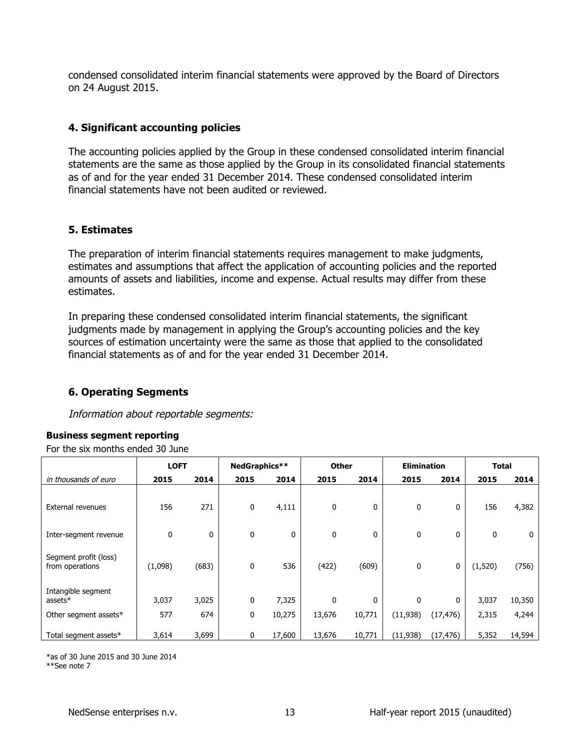condensed consolidated interim financial statements were approved by the Board of Directors on 24 August 2015.

## 4. Significant accounting policies

The accounting policies applied by the Group in these condensed consolidated interim financial statements are the same as those applied by the Group in its consolidated financial statements as of and for the year ended 31 December 2014. These condensed consolidated interim financial statements have not been audited or reviewed.

## 5. Estimates

The preparation of interim financial statements requires management to make judgments, estimates and assumptions that affect the application of accounting policies and the reported amounts of assets and liabilities, income and expense. Actual results may differ from these estimates.

In preparing these condensed consolidated interim financial statements, the significant judgments made by management in applying the Group's accounting policies and the key sources of estimation uncertainty were the same as those that applied to the consolidated financial statements as of and for the year ended 31 December 2014.

## 6. Operating Segments

*Information about reportable segments:*

**Business segment reporting**

For the six months ended 30 June

| | LOFT | | NedGraphics** | | Other | | Elimination | | Total | |
|---|---|---|---|---|---|---|---|---|---|---|
| *in thousands of euro* | 2015 | 2014 | 2015 | 2014 | 2015 | 2014 | 2015 | 2014 | 2015 | 2014 |
| External revenues | 156 | 271 | 0 | 4,111 | 0 | 0 | 0 | 0 | 156 | 4,382 |
| Inter-segment revenue | 0 | 0 | 0 | 0 | 0 | 0 | 0 | 0 | 0 | 0 |
| Segment profit (loss) from operations | (1,098) | (683) | 0 | 536 | (422) | (609) | 0 | 0 | (1,520) | (756) |
| Intangible segment assets* | 3,037 | 3,025 | 0 | 7,325 | 0 | 0 | 0 | 0 | 3,037 | 10,350 |
| Other segment assets* | 577 | 674 | 0 | 10,275 | 13,676 | 10,771 | (11,938) | (17,476) | 2,315 | 4,244 |
| Total segment assets* | 3,614 | 3,699 | 0 | 17,600 | 13,676 | 10,771 | (11,938) | (17,476) | 5,352 | 14,594 |

*as of 30 June 2015 and 30 June 2014

**See note 7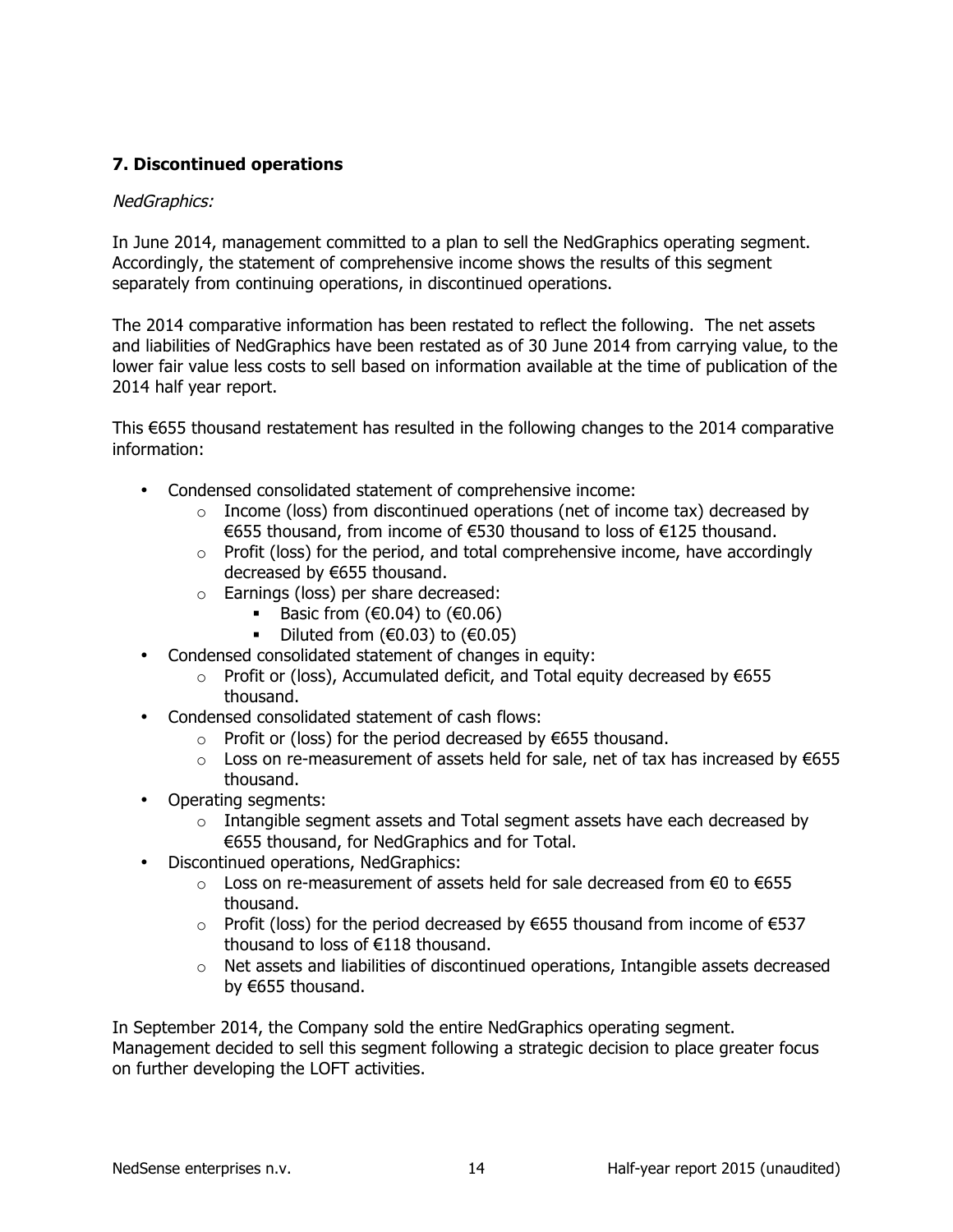## 7. Discontinued operations

*NedGraphics:*

In June 2014, management committed to a plan to sell the NedGraphics operating segment. Accordingly, the statement of comprehensive income shows the results of this segment separately from continuing operations, in discontinued operations.

The 2014 comparative information has been restated to reflect the following. The net assets and liabilities of NedGraphics have been restated as of 30 June 2014 from carrying value, to the lower fair value less costs to sell based on information available at the time of publication of the 2014 half year report.

This €655 thousand restatement has resulted in the following changes to the 2014 comparative information:

- Condensed consolidated statement of comprehensive income:
  - Income (loss) from discontinued operations (net of income tax) decreased by €655 thousand, from income of €530 thousand to loss of €125 thousand.
  - Profit (loss) for the period, and total comprehensive income, have accordingly decreased by €655 thousand.
  - Earnings (loss) per share decreased:
    - Basic from (€0.04) to (€0.06)
    - Diluted from (€0.03) to (€0.05)
- Condensed consolidated statement of changes in equity:
  - Profit or (loss), Accumulated deficit, and Total equity decreased by €655 thousand.
- Condensed consolidated statement of cash flows:
  - Profit or (loss) for the period decreased by €655 thousand.
  - Loss on re-measurement of assets held for sale, net of tax has increased by €655 thousand.
- Operating segments:
  - Intangible segment assets and Total segment assets have each decreased by €655 thousand, for NedGraphics and for Total.
- Discontinued operations, NedGraphics:
  - Loss on re-measurement of assets held for sale decreased from €0 to €655 thousand.
  - Profit (loss) for the period decreased by €655 thousand from income of €537 thousand to loss of €118 thousand.
  - Net assets and liabilities of discontinued operations, Intangible assets decreased by €655 thousand.

In September 2014, the Company sold the entire NedGraphics operating segment. Management decided to sell this segment following a strategic decision to place greater focus on further developing the LOFT activities.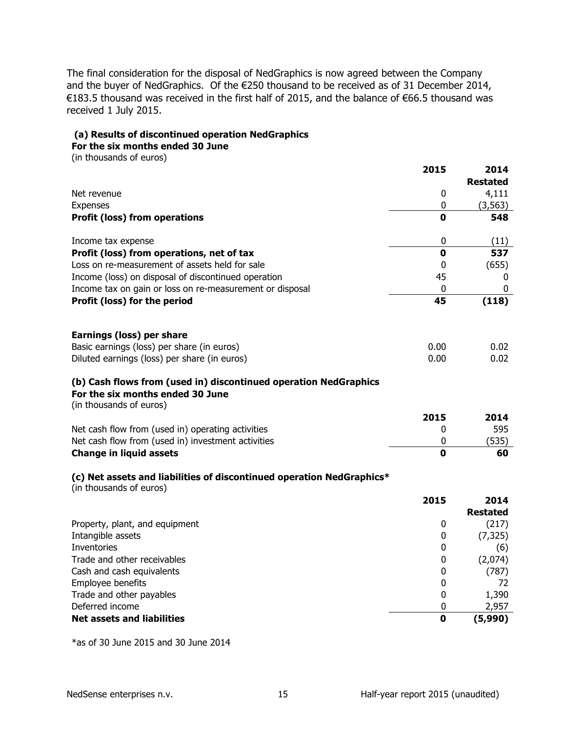The final consideration for the disposal of NedGraphics is now agreed between the Company and the buyer of NedGraphics. Of the €250 thousand to be received as of 31 December 2014, €183.5 thousand was received in the first half of 2015, and the balance of €66.5 thousand was received 1 July 2015.

**(a) Results of discontinued operation NedGraphics**
**For the six months ended 30 June**
(in thousands of euros)

| | 2015 | 2014 Restated |
|---|---|---|
| Net revenue | 0 | 4,111 |
| Expenses | 0 | (3,563) |
| **Profit (loss) from operations** | **0** | **548** |
| | | |
| Income tax expense | 0 | (11) |
| **Profit (loss) from operations, net of tax** | **0** | **537** |
| Loss on re-measurement of assets held for sale | 0 | (655) |
| Income (loss) on disposal of discontinued operation | 45 | 0 |
| Income tax on gain or loss on re-measurement or disposal | 0 | 0 |
| **Profit (loss) for the period** | **45** | **(118)** |
| | | |
| **Earnings (loss) per share** | | |
| Basic earnings (loss) per share (in euros) | 0.00 | 0.02 |
| Diluted earnings (loss) per share (in euros) | 0.00 | 0.02 |

**(b) Cash flows from (used in) discontinued operation NedGraphics**
**For the six months ended 30 June**
(in thousands of euros)

| | 2015 | 2014 |
|---|---|---|
| Net cash flow from (used in) operating activities | 0 | 595 |
| Net cash flow from (used in) investment activities | 0 | (535) |
| **Change in liquid assets** | **0** | **60** |

**(c) Net assets and liabilities of discontinued operation NedGraphics***
(in thousands of euros)

| | 2015 | 2014 Restated |
|---|---|---|
| Property, plant, and equipment | 0 | (217) |
| Intangible assets | 0 | (7,325) |
| Inventories | 0 | (6) |
| Trade and other receivables | 0 | (2,074) |
| Cash and cash equivalents | 0 | (787) |
| Employee benefits | 0 | 72 |
| Trade and other payables | 0 | 1,390 |
| Deferred income | 0 | 2,957 |
| **Net assets and liabilities** | **0** | **(5,990)** |

*as of 30 June 2015 and 30 June 2014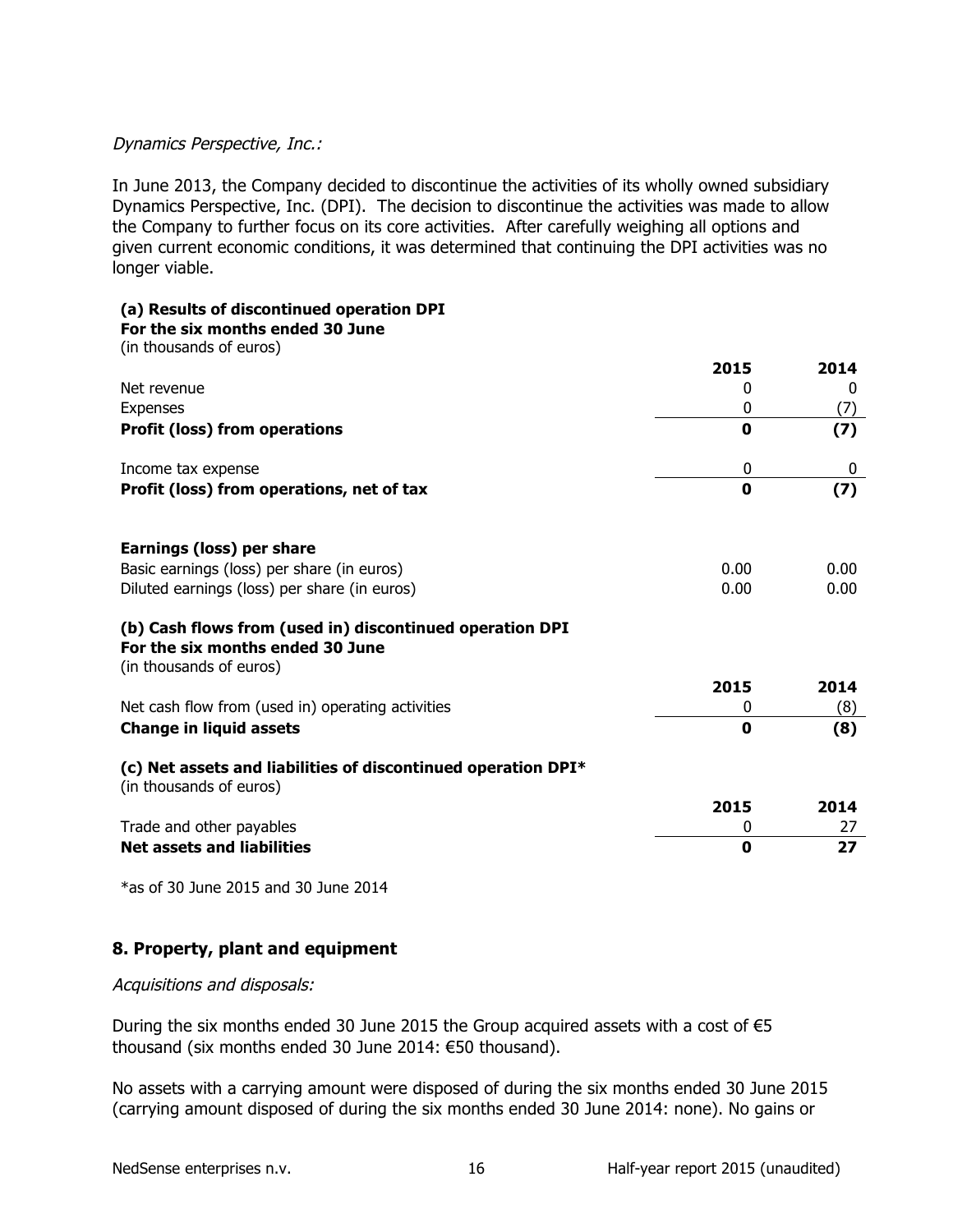*Dynamics Perspective, Inc.:*

In June 2013, the Company decided to discontinue the activities of its wholly owned subsidiary Dynamics Perspective, Inc. (DPI). The decision to discontinue the activities was made to allow the Company to further focus on its core activities. After carefully weighing all options and given current economic conditions, it was determined that continuing the DPI activities was no longer viable.

**(a) Results of discontinued operation DPI**
**For the six months ended 30 June**
(in thousands of euros)

| | 2015 | 2014 |
|---|---|---|
| Net revenue | 0 | 0 |
| Expenses | 0 | (7) |
| **Profit (loss) from operations** | **0** | **(7)** |
| Income tax expense | 0 | 0 |
| **Profit (loss) from operations, net of tax** | **0** | **(7)** |
| **Earnings (loss) per share** | | |
| Basic earnings (loss) per share (in euros) | 0.00 | 0.00 |
| Diluted earnings (loss) per share (in euros) | 0.00 | 0.00 |

**(b) Cash flows from (used in) discontinued operation DPI**
**For the six months ended 30 June**
(in thousands of euros)

| | 2015 | 2014 |
|---|---|---|
| Net cash flow from (used in) operating activities | 0 | (8) |
| **Change in liquid assets** | **0** | **(8)** |

**(c) Net assets and liabilities of discontinued operation DPI***
(in thousands of euros)

| | 2015 | 2014 |
|---|---|---|
| Trade and other payables | 0 | 27 |
| **Net assets and liabilities** | **0** | **27** |

*as of 30 June 2015 and 30 June 2014

## 8. Property, plant and equipment

*Acquisitions and disposals:*

During the six months ended 30 June 2015 the Group acquired assets with a cost of €5 thousand (six months ended 30 June 2014: €50 thousand).

No assets with a carrying amount were disposed of during the six months ended 30 June 2015 (carrying amount disposed of during the six months ended 30 June 2014: none). No gains or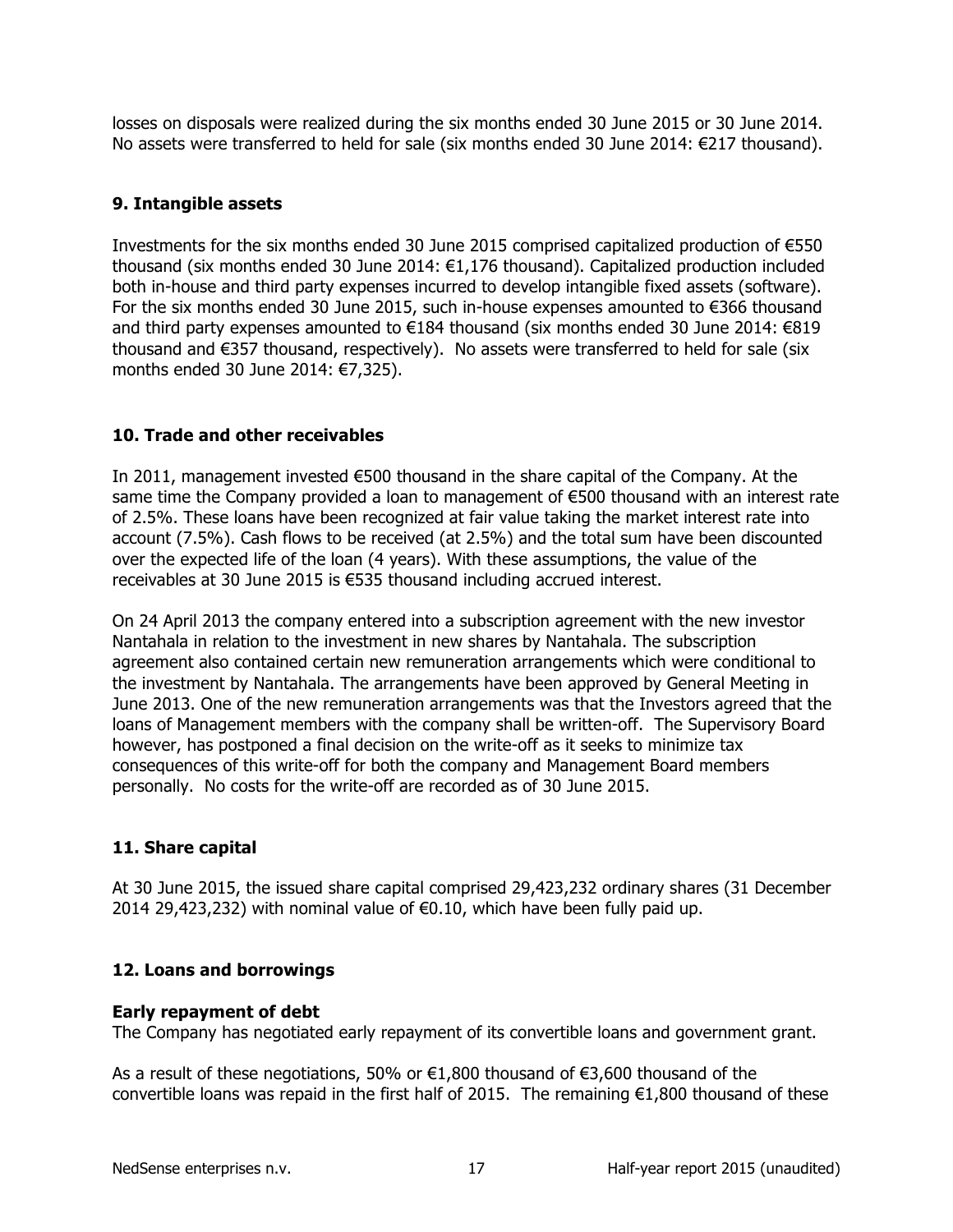losses on disposals were realized during the six months ended 30 June 2015 or 30 June 2014. No assets were transferred to held for sale (six months ended 30 June 2014: €217 thousand).

## 9. Intangible assets

Investments for the six months ended 30 June 2015 comprised capitalized production of €550 thousand (six months ended 30 June 2014: €1,176 thousand). Capitalized production included both in-house and third party expenses incurred to develop intangible fixed assets (software). For the six months ended 30 June 2015, such in-house expenses amounted to €366 thousand and third party expenses amounted to €184 thousand (six months ended 30 June 2014: €819 thousand and €357 thousand, respectively). No assets were transferred to held for sale (six months ended 30 June 2014: €7,325).

## 10. Trade and other receivables

In 2011, management invested €500 thousand in the share capital of the Company. At the same time the Company provided a loan to management of €500 thousand with an interest rate of 2.5%. These loans have been recognized at fair value taking the market interest rate into account (7.5%). Cash flows to be received (at 2.5%) and the total sum have been discounted over the expected life of the loan (4 years). With these assumptions, the value of the receivables at 30 June 2015 is €535 thousand including accrued interest.

On 24 April 2013 the company entered into a subscription agreement with the new investor Nantahala in relation to the investment in new shares by Nantahala. The subscription agreement also contained certain new remuneration arrangements which were conditional to the investment by Nantahala. The arrangements have been approved by General Meeting in June 2013. One of the new remuneration arrangements was that the Investors agreed that the loans of Management members with the company shall be written-off. The Supervisory Board however, has postponed a final decision on the write-off as it seeks to minimize tax consequences of this write-off for both the company and Management Board members personally. No costs for the write-off are recorded as of 30 June 2015.

## 11. Share capital

At 30 June 2015, the issued share capital comprised 29,423,232 ordinary shares (31 December 2014 29,423,232) with nominal value of €0.10, which have been fully paid up.

## 12. Loans and borrowings

**Early repayment of debt**
The Company has negotiated early repayment of its convertible loans and government grant.

As a result of these negotiations, 50% or €1,800 thousand of €3,600 thousand of the convertible loans was repaid in the first half of 2015. The remaining €1,800 thousand of these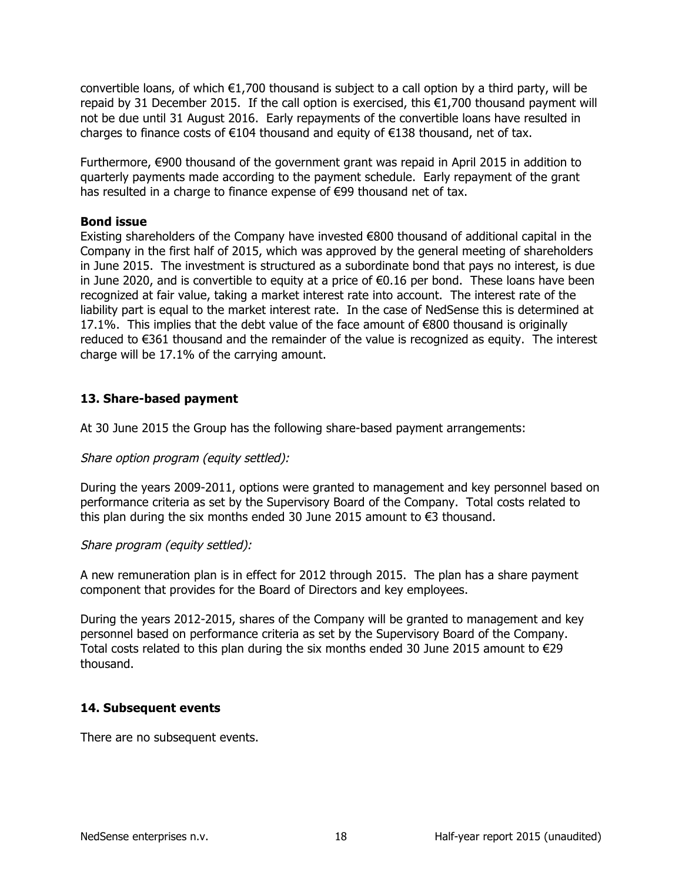convertible loans, of which €1,700 thousand is subject to a call option by a third party, will be repaid by 31 December 2015. If the call option is exercised, this €1,700 thousand payment will not be due until 31 August 2016. Early repayments of the convertible loans have resulted in charges to finance costs of €104 thousand and equity of €138 thousand, net of tax.

Furthermore, €900 thousand of the government grant was repaid in April 2015 in addition to quarterly payments made according to the payment schedule. Early repayment of the grant has resulted in a charge to finance expense of €99 thousand net of tax.

**Bond issue**

Existing shareholders of the Company have invested €800 thousand of additional capital in the Company in the first half of 2015, which was approved by the general meeting of shareholders in June 2015. The investment is structured as a subordinate bond that pays no interest, is due in June 2020, and is convertible to equity at a price of €0.16 per bond. These loans have been recognized at fair value, taking a market interest rate into account. The interest rate of the liability part is equal to the market interest rate. In the case of NedSense this is determined at 17.1%. This implies that the debt value of the face amount of €800 thousand is originally reduced to €361 thousand and the remainder of the value is recognized as equity. The interest charge will be 17.1% of the carrying amount.

## 13. Share-based payment

At 30 June 2015 the Group has the following share-based payment arrangements:

*Share option program (equity settled):*

During the years 2009-2011, options were granted to management and key personnel based on performance criteria as set by the Supervisory Board of the Company. Total costs related to this plan during the six months ended 30 June 2015 amount to €3 thousand.

*Share program (equity settled):*

A new remuneration plan is in effect for 2012 through 2015. The plan has a share payment component that provides for the Board of Directors and key employees.

During the years 2012-2015, shares of the Company will be granted to management and key personnel based on performance criteria as set by the Supervisory Board of the Company. Total costs related to this plan during the six months ended 30 June 2015 amount to €29 thousand.

## 14. Subsequent events

There are no subsequent events.